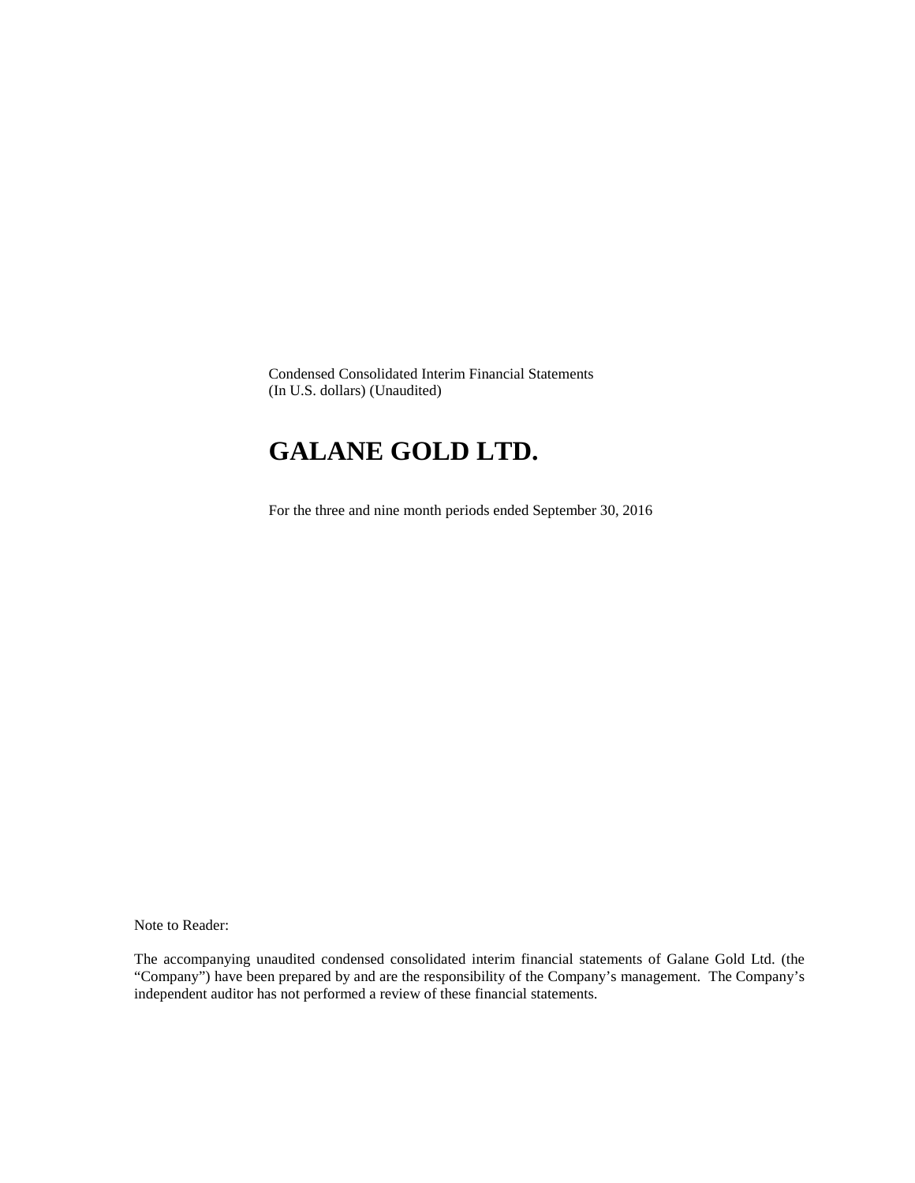Condensed Consolidated Interim Financial Statements
(In U.S. dollars) (Unaudited)

# GALANE GOLD LTD.

For the three and nine month periods ended September 30, 2016

Note to Reader:

The accompanying unaudited condensed consolidated interim financial statements of Galane Gold Ltd. (the "Company") have been prepared by and are the responsibility of the Company's management. The Company's independent auditor has not performed a review of these financial statements.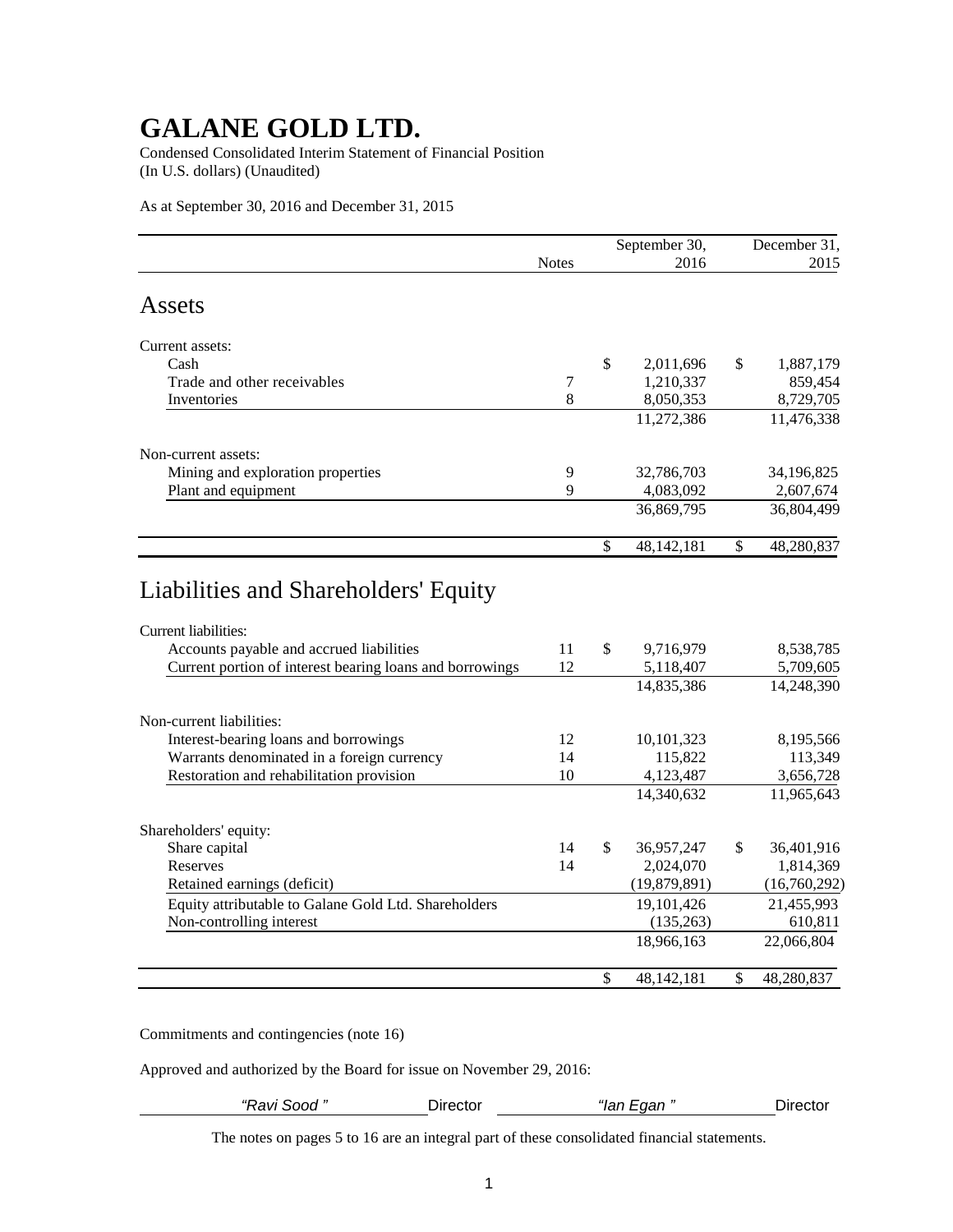# GALANE GOLD LTD.

Condensed Consolidated Interim Statement of Financial Position
(In U.S. dollars) (Unaudited)

As at September 30, 2016 and December 31, 2015

| | Notes | September 30, 2016 | December 31, 2015 |
|---|---|---|---|
| **Assets** | | | |
| Current assets: | | | |
| Cash | | $ 2,011,696 | $ 1,887,179 |
| Trade and other receivables | 7 | 1,210,337 | 859,454 |
| Inventories | 8 | 8,050,353 | 8,729,705 |
| | | 11,272,386 | 11,476,338 |
| Non-current assets: | | | |
| Mining and exploration properties | 9 | 32,786,703 | 34,196,825 |
| Plant and equipment | 9 | 4,083,092 | 2,607,674 |
| | | 36,869,795 | 36,804,499 |
| | | $ 48,142,181 | $ 48,280,837 |
| **Liabilities and Shareholders' Equity** | | | |
| Current liabilities: | | | |
| Accounts payable and accrued liabilities | 11 | $ 9,716,979 | 8,538,785 |
| Current portion of interest bearing loans and borrowings | 12 | 5,118,407 | 5,709,605 |
| | | 14,835,386 | 14,248,390 |
| Non-current liabilities: | | | |
| Interest-bearing loans and borrowings | 12 | 10,101,323 | 8,195,566 |
| Warrants denominated in a foreign currency | 14 | 115,822 | 113,349 |
| Restoration and rehabilitation provision | 10 | 4,123,487 | 3,656,728 |
| | | 14,340,632 | 11,965,643 |
| Shareholders' equity: | | | |
| Share capital | 14 | $ 36,957,247 | $ 36,401,916 |
| Reserves | 14 | 2,024,070 | 1,814,369 |
| Retained earnings (deficit) | | (19,879,891) | (16,760,292) |
| Equity attributable to Galane Gold Ltd. Shareholders | | 19,101,426 | 21,455,993 |
| Non-controlling interest | | (135,263) | 610,811 |
| | | 18,966,163 | 22,066,804 |
| | | $ 48,142,181 | $ 48,280,837 |

Commitments and contingencies (note 16)

Approved and authorized by the Board for issue on November 29, 2016:

*"Ravi Sood"* Director *"Ian Egan"* Director

The notes on pages 5 to 16 are an integral part of these consolidated financial statements.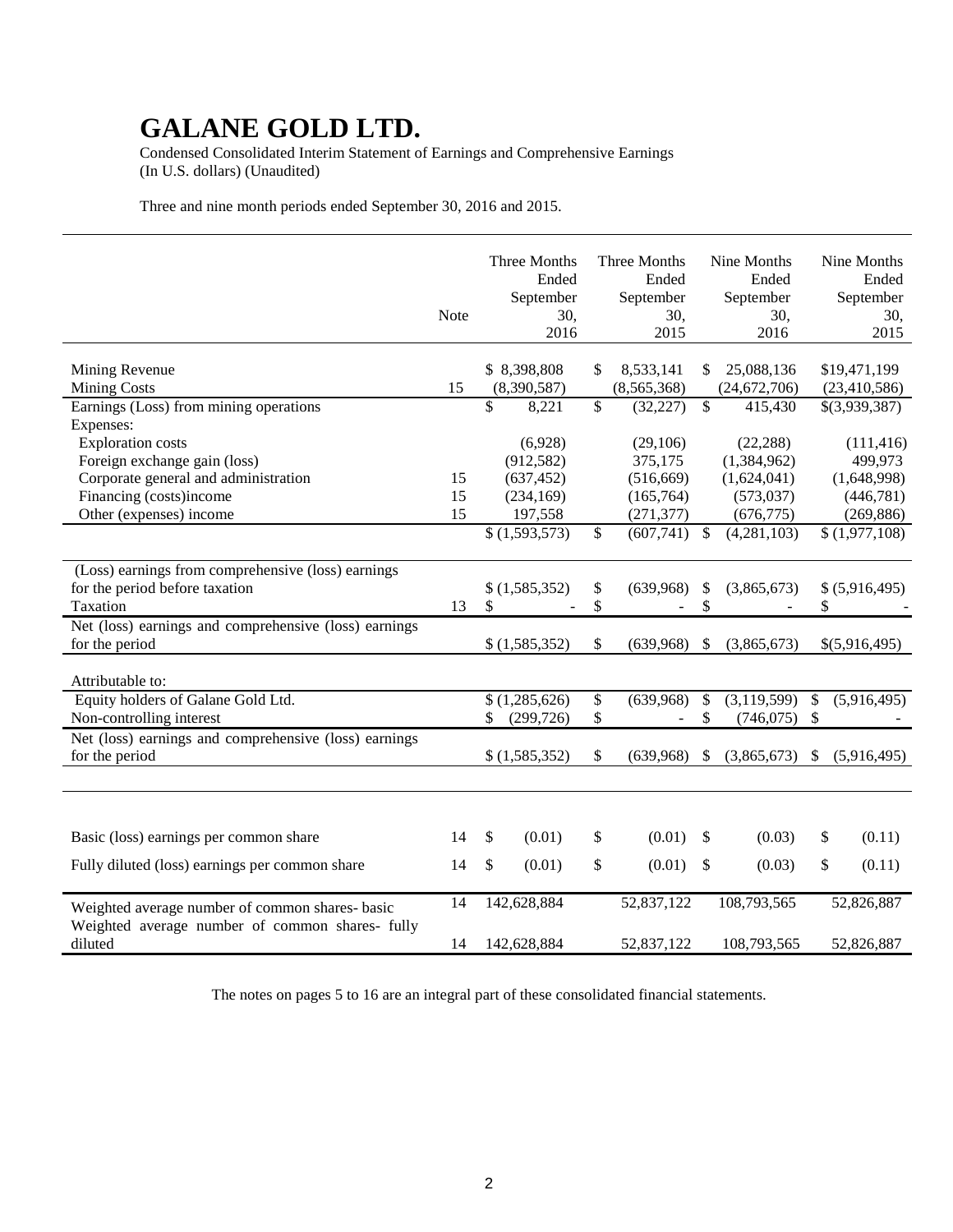# GALANE GOLD LTD.

Condensed Consolidated Interim Statement of Earnings and Comprehensive Earnings
(In U.S. dollars) (Unaudited)

Three and nine month periods ended September 30, 2016 and 2015.

| | Note | Three Months Ended September 30, 2016 | Three Months Ended September 30, 2015 | Nine Months Ended September 30, 2016 | Nine Months Ended September 30, 2015 |
|---|---|---|---|---|---|
| Mining Revenue | | $ 8,398,808 | $ 8,533,141 | $ 25,088,136 | $19,471,199 |
| Mining Costs | 15 | (8,390,587) | (8,565,368) | (24,672,706) | (23,410,586) |
| Earnings (Loss) from mining operations | | $ 8,221 | $ (32,227) | $ 415,430 | $(3,939,387) |
| Expenses: | | | | | |
| Exploration costs | | (6,928) | (29,106) | (22,288) | (111,416) |
| Foreign exchange gain (loss) | | (912,582) | 375,175 | (1,384,962) | 499,973 |
| Corporate general and administration | 15 | (637,452) | (516,669) | (1,624,041) | (1,648,998) |
| Financing (costs)income | 15 | (234,169) | (165,764) | (573,037) | (446,781) |
| Other (expenses) income | 15 | 197,558 | (271,377) | (676,775) | (269,886) |
| | | $ (1,593,573) | $ (607,741) | $ (4,281,103) | $ (1,977,108) |
| (Loss) earnings from comprehensive (loss) earnings for the period before taxation | | $ (1,585,352) | $ (639,968) | $ (3,865,673) | $ (5,916,495) |
| Taxation | 13 | $ - | $ - | $ - | $ - |
| Net (loss) earnings and comprehensive (loss) earnings for the period | | $ (1,585,352) | $ (639,968) | $ (3,865,673) | $(5,916,495) |
| Attributable to: | | | | | |
| Equity holders of Galane Gold Ltd. | | $ (1,285,626) | $ (639,968) | $ (3,119,599) | $ (5,916,495) |
| Non-controlling interest | | $ (299,726) | $ - | $ (746,075) | $ - |
| Net (loss) earnings and comprehensive (loss) earnings for the period | | $ (1,585,352) | $ (639,968) | $ (3,865,673) | $ (5,916,495) |
| Basic (loss) earnings per common share | 14 | $ (0.01) | $ (0.01) | $ (0.03) | $ (0.11) |
| Fully diluted (loss) earnings per common share | 14 | $ (0.01) | $ (0.01) | $ (0.03) | $ (0.11) |
| Weighted average number of common shares- basic | 14 | 142,628,884 | 52,837,122 | 108,793,565 | 52,826,887 |
| Weighted average number of common shares- fully diluted | 14 | 142,628,884 | 52,837,122 | 108,793,565 | 52,826,887 |

The notes on pages 5 to 16 are an integral part of these consolidated financial statements.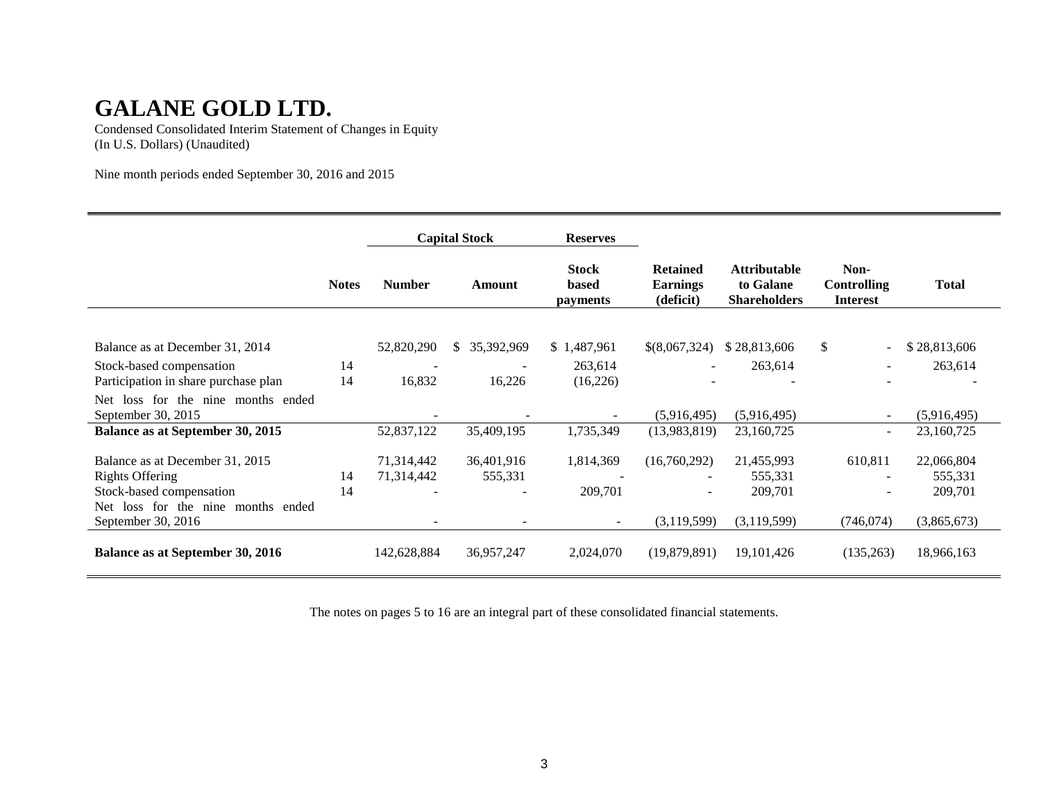# GALANE GOLD LTD.

Condensed Consolidated Interim Statement of Changes in Equity
(In U.S. Dollars) (Unaudited)

Nine month periods ended September 30, 2016 and 2015

| | | Capital Stock | | Reserves | | | | |
|---|---|---|---|---|---|---|---|---|
| | Notes | Number | Amount | Stock based payments | Retained Earnings (deficit) | Attributable to Galane Shareholders | Non-Controlling Interest | Total |
| Balance as at December 31, 2014 | | 52,820,290 | $ 35,392,969 | $ 1,487,961 | $(8,067,324) | $ 28,813,606 | $ - | $ 28,813,606 |
| Stock-based compensation | 14 | - | - | 263,614 | - | 263,614 | - | 263,614 |
| Participation in share purchase plan | 14 | 16,832 | 16,226 | (16,226) | - | - | - | - |
| Net loss for the nine months ended September 30, 2015 | | - | - | - | (5,916,495) | (5,916,495) | - | (5,916,495) |
| **Balance as at September 30, 2015** | | 52,837,122 | 35,409,195 | 1,735,349 | (13,983,819) | 23,160,725 | - | 23,160,725 |
| Balance as at December 31, 2015 | | 71,314,442 | 36,401,916 | 1,814,369 | (16,760,292) | 21,455,993 | 610,811 | 22,066,804 |
| Rights Offering | 14 | 71,314,442 | 555,331 | - | - | 555,331 | - | 555,331 |
| Stock-based compensation | 14 | - | - | 209,701 | - | 209,701 | - | 209,701 |
| Net loss for the nine months ended September 30, 2016 | | - | - | - | (3,119,599) | (3,119,599) | (746,074) | (3,865,673) |
| **Balance as at September 30, 2016** | | 142,628,884 | 36,957,247 | 2,024,070 | (19,879,891) | 19,101,426 | (135,263) | 18,966,163 |

The notes on pages 5 to 16 are an integral part of these consolidated financial statements.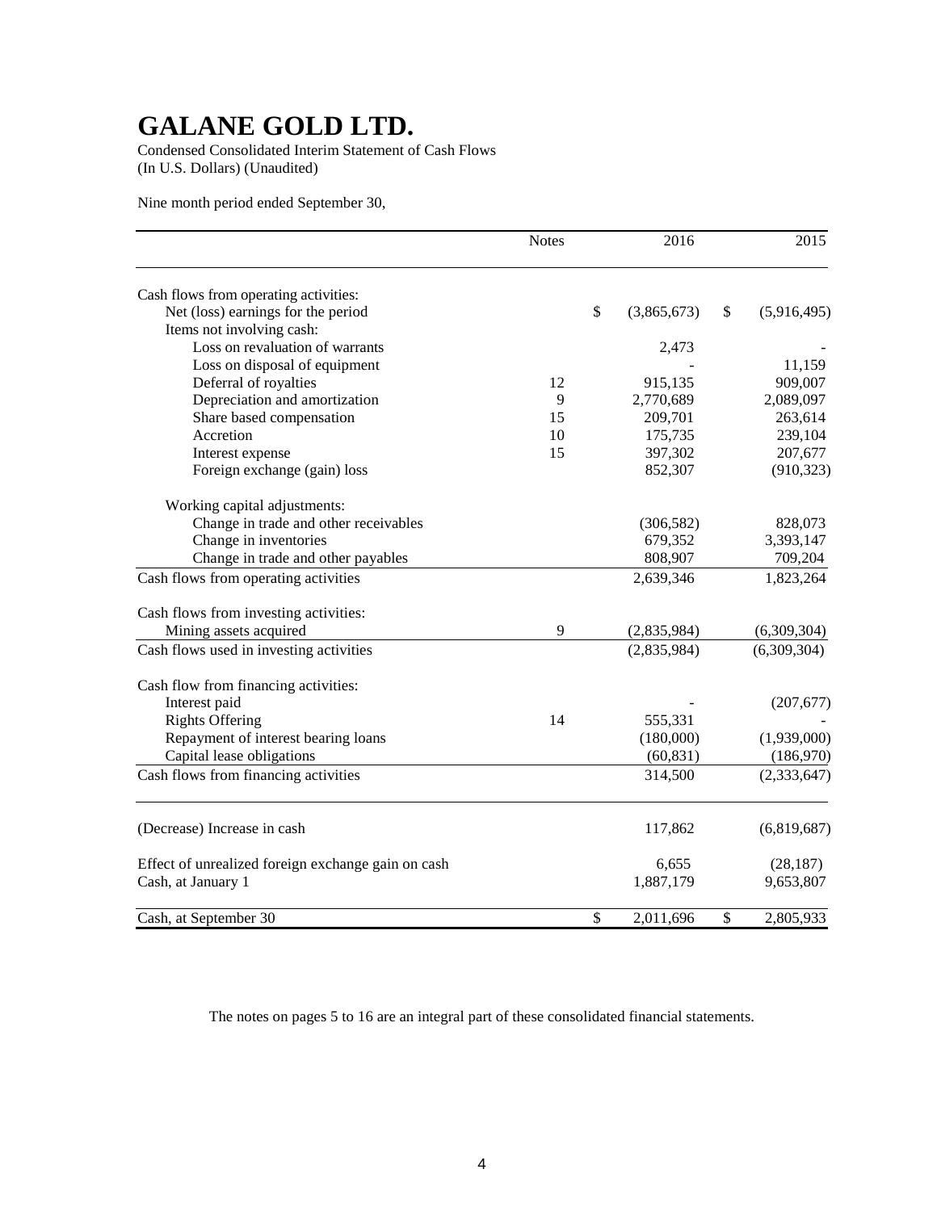# GALANE GOLD LTD.

Condensed Consolidated Interim Statement of Cash Flows
(In U.S. Dollars) (Unaudited)

Nine month period ended September 30,

| | Notes | 2016 | 2015 |
|---|---|---|---|
| Cash flows from operating activities: | | | |
| Net (loss) earnings for the period | | $ (3,865,673) | $ (5,916,495) |
| Items not involving cash: | | | |
| Loss on revaluation of warrants | | 2,473 | - |
| Loss on disposal of equipment | | - | 11,159 |
| Deferral of royalties | 12 | 915,135 | 909,007 |
| Depreciation and amortization | 9 | 2,770,689 | 2,089,097 |
| Share based compensation | 15 | 209,701 | 263,614 |
| Accretion | 10 | 175,735 | 239,104 |
| Interest expense | 15 | 397,302 | 207,677 |
| Foreign exchange (gain) loss | | 852,307 | (910,323) |
| Working capital adjustments: | | | |
| Change in trade and other receivables | | (306,582) | 828,073 |
| Change in inventories | | 679,352 | 3,393,147 |
| Change in trade and other payables | | 808,907 | 709,204 |
| Cash flows from operating activities | | 2,639,346 | 1,823,264 |
| Cash flows from investing activities: | | | |
| Mining assets acquired | 9 | (2,835,984) | (6,309,304) |
| Cash flows used in investing activities | | (2,835,984) | (6,309,304) |
| Cash flow from financing activities: | | | |
| Interest paid | | - | (207,677) |
| Rights Offering | 14 | 555,331 | - |
| Repayment of interest bearing loans | | (180,000) | (1,939,000) |
| Capital lease obligations | | (60,831) | (186,970) |
| Cash flows from financing activities | | 314,500 | (2,333,647) |
| (Decrease) Increase in cash | | 117,862 | (6,819,687) |
| Effect of unrealized foreign exchange gain on cash | | 6,655 | (28,187) |
| Cash, at January 1 | | 1,887,179 | 9,653,807 |
| Cash, at September 30 | | $ 2,011,696 | $ 2,805,933 |

The notes on pages 5 to 16 are an integral part of these consolidated financial statements.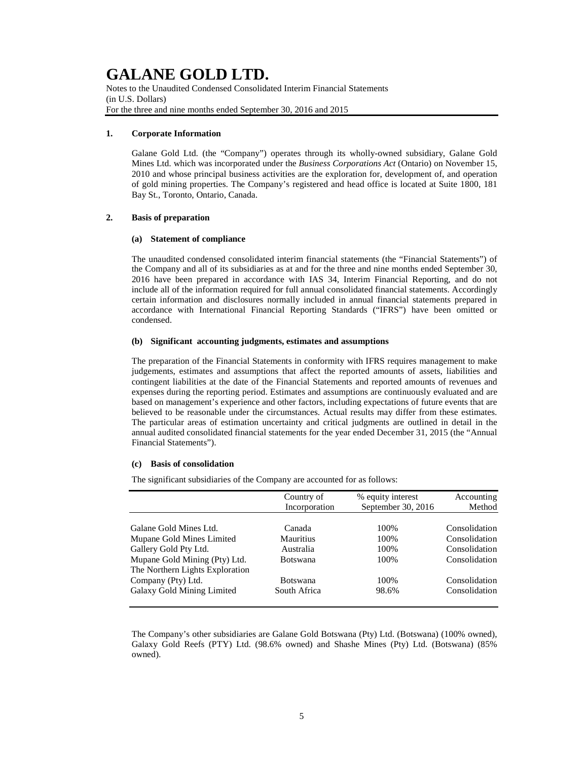# GALANE GOLD LTD.

Notes to the Unaudited Condensed Consolidated Interim Financial Statements
(in U.S. Dollars)
For the three and nine months ended September 30, 2016 and 2015

## 1. Corporate Information

Galane Gold Ltd. (the "Company") operates through its wholly-owned subsidiary, Galane Gold Mines Ltd. which was incorporated under the *Business Corporations Act* (Ontario) on November 15, 2010 and whose principal business activities are the exploration for, development of, and operation of gold mining properties. The Company's registered and head office is located at Suite 1800, 181 Bay St., Toronto, Ontario, Canada.

## 2. Basis of preparation

### (a) Statement of compliance

The unaudited condensed consolidated interim financial statements (the "Financial Statements") of the Company and all of its subsidiaries as at and for the three and nine months ended September 30, 2016 have been prepared in accordance with IAS 34, Interim Financial Reporting, and do not include all of the information required for full annual consolidated financial statements. Accordingly certain information and disclosures normally included in annual financial statements prepared in accordance with International Financial Reporting Standards ("IFRS") have been omitted or condensed.

### (b) Significant accounting judgments, estimates and assumptions

The preparation of the Financial Statements in conformity with IFRS requires management to make judgements, estimates and assumptions that affect the reported amounts of assets, liabilities and contingent liabilities at the date of the Financial Statements and reported amounts of revenues and expenses during the reporting period. Estimates and assumptions are continuously evaluated and are based on management's experience and other factors, including expectations of future events that are believed to be reasonable under the circumstances. Actual results may differ from these estimates. The particular areas of estimation uncertainty and critical judgments are outlined in detail in the annual audited consolidated financial statements for the year ended December 31, 2015 (the "Annual Financial Statements").

### (c) Basis of consolidation

The significant subsidiaries of the Company are accounted for as follows:

| | Country of Incorporation | % equity interest September 30, 2016 | Accounting Method |
|---|---|---|---|
| Galane Gold Mines Ltd. | Canada | 100% | Consolidation |
| Mupane Gold Mines Limited | Mauritius | 100% | Consolidation |
| Gallery Gold Pty Ltd. | Australia | 100% | Consolidation |
| Mupane Gold Mining (Pty) Ltd. | Botswana | 100% | Consolidation |
| The Northern Lights Exploration Company (Pty) Ltd. | Botswana | 100% | Consolidation |
| Galaxy Gold Mining Limited | South Africa | 98.6% | Consolidation |

The Company's other subsidiaries are Galane Gold Botswana (Pty) Ltd. (Botswana) (100% owned), Galaxy Gold Reefs (PTY) Ltd. (98.6% owned) and Shashe Mines (Pty) Ltd. (Botswana) (85% owned).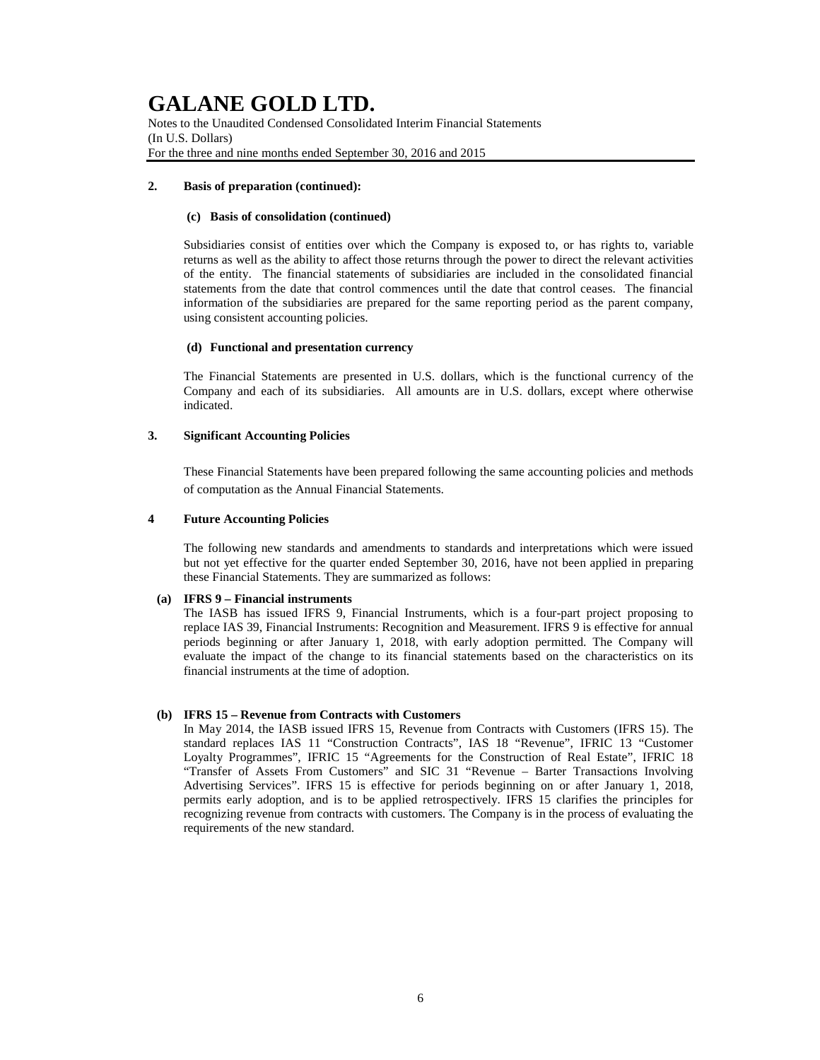# GALANE GOLD LTD.

Notes to the Unaudited Condensed Consolidated Interim Financial Statements
(In U.S. Dollars)
For the three and nine months ended September 30, 2016 and 2015

**2. Basis of preparation (continued):**

**(c) Basis of consolidation (continued)**

Subsidiaries consist of entities over which the Company is exposed to, or has rights to, variable returns as well as the ability to affect those returns through the power to direct the relevant activities of the entity. The financial statements of subsidiaries are included in the consolidated financial statements from the date that control commences until the date that control ceases. The financial information of the subsidiaries are prepared for the same reporting period as the parent company, using consistent accounting policies.

**(d) Functional and presentation currency**

The Financial Statements are presented in U.S. dollars, which is the functional currency of the Company and each of its subsidiaries. All amounts are in U.S. dollars, except where otherwise indicated.

**3. Significant Accounting Policies**

These Financial Statements have been prepared following the same accounting policies and methods of computation as the Annual Financial Statements.

**4 Future Accounting Policies**

The following new standards and amendments to standards and interpretations which were issued but not yet effective for the quarter ended September 30, 2016, have not been applied in preparing these Financial Statements. They are summarized as follows:

**(a) IFRS 9 – Financial instruments**
The IASB has issued IFRS 9, Financial Instruments, which is a four-part project proposing to replace IAS 39, Financial Instruments: Recognition and Measurement. IFRS 9 is effective for annual periods beginning or after January 1, 2018, with early adoption permitted. The Company will evaluate the impact of the change to its financial statements based on the characteristics on its financial instruments at the time of adoption.

**(b) IFRS 15 – Revenue from Contracts with Customers**
In May 2014, the IASB issued IFRS 15, Revenue from Contracts with Customers (IFRS 15). The standard replaces IAS 11 "Construction Contracts", IAS 18 "Revenue", IFRIC 13 "Customer Loyalty Programmes", IFRIC 15 "Agreements for the Construction of Real Estate", IFRIC 18 "Transfer of Assets From Customers" and SIC 31 "Revenue – Barter Transactions Involving Advertising Services". IFRS 15 is effective for periods beginning on or after January 1, 2018, permits early adoption, and is to be applied retrospectively. IFRS 15 clarifies the principles for recognizing revenue from contracts with customers. The Company is in the process of evaluating the requirements of the new standard.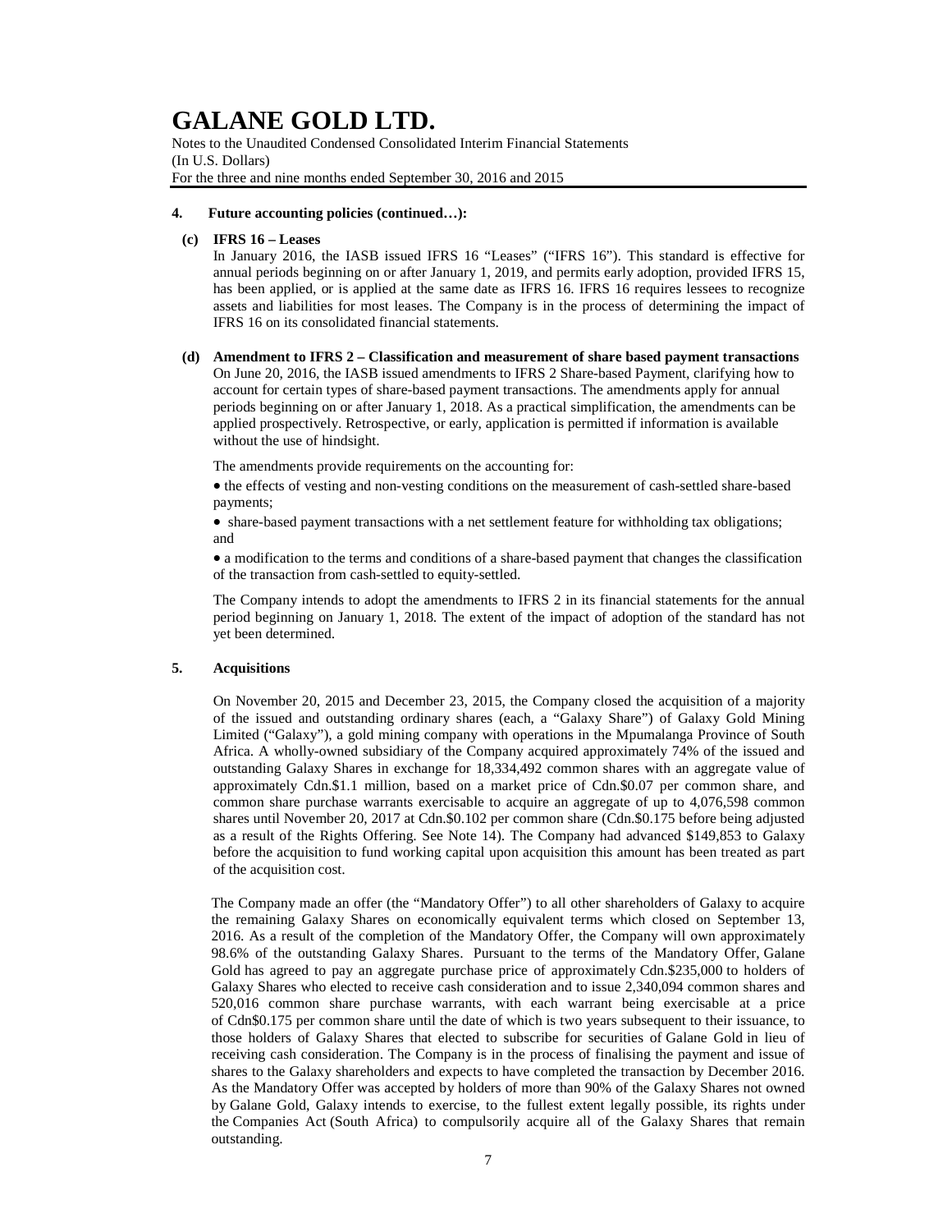**4. Future accounting policies (continued…):**

**(c) IFRS 16 – Leases**

In January 2016, the IASB issued IFRS 16 "Leases" ("IFRS 16"). This standard is effective for annual periods beginning on or after January 1, 2019, and permits early adoption, provided IFRS 15, has been applied, or is applied at the same date as IFRS 16. IFRS 16 requires lessees to recognize assets and liabilities for most leases. The Company is in the process of determining the impact of IFRS 16 on its consolidated financial statements.

**(d) Amendment to IFRS 2 – Classification and measurement of share based payment transactions**

On June 20, 2016, the IASB issued amendments to IFRS 2 Share-based Payment, clarifying how to account for certain types of share-based payment transactions. The amendments apply for annual periods beginning on or after January 1, 2018. As a practical simplification, the amendments can be applied prospectively. Retrospective, or early, application is permitted if information is available without the use of hindsight.

The amendments provide requirements on the accounting for:

- the effects of vesting and non-vesting conditions on the measurement of cash-settled share-based payments;
- share-based payment transactions with a net settlement feature for withholding tax obligations; and
- a modification to the terms and conditions of a share-based payment that changes the classification of the transaction from cash-settled to equity-settled.

The Company intends to adopt the amendments to IFRS 2 in its financial statements for the annual period beginning on January 1, 2018. The extent of the impact of adoption of the standard has not yet been determined.

**5. Acquisitions**

On November 20, 2015 and December 23, 2015, the Company closed the acquisition of a majority of the issued and outstanding ordinary shares (each, a "Galaxy Share") of Galaxy Gold Mining Limited ("Galaxy"), a gold mining company with operations in the Mpumalanga Province of South Africa. A wholly-owned subsidiary of the Company acquired approximately 74% of the issued and outstanding Galaxy Shares in exchange for 18,334,492 common shares with an aggregate value of approximately Cdn.$1.1 million, based on a market price of Cdn.$0.07 per common share, and common share purchase warrants exercisable to acquire an aggregate of up to 4,076,598 common shares until November 20, 2017 at Cdn.$0.102 per common share (Cdn.$0.175 before being adjusted as a result of the Rights Offering. See Note 14). The Company had advanced $149,853 to Galaxy before the acquisition to fund working capital upon acquisition this amount has been treated as part of the acquisition cost.

The Company made an offer (the "Mandatory Offer") to all other shareholders of Galaxy to acquire the remaining Galaxy Shares on economically equivalent terms which closed on September 13, 2016. As a result of the completion of the Mandatory Offer, the Company will own approximately 98.6% of the outstanding Galaxy Shares. Pursuant to the terms of the Mandatory Offer, Galane Gold has agreed to pay an aggregate purchase price of approximately Cdn.$235,000 to holders of Galaxy Shares who elected to receive cash consideration and to issue 2,340,094 common shares and 520,016 common share purchase warrants, with each warrant being exercisable at a price of Cdn$0.175 per common share until the date of which is two years subsequent to their issuance, to those holders of Galaxy Shares that elected to subscribe for securities of Galane Gold in lieu of receiving cash consideration. The Company is in the process of finalising the payment and issue of shares to the Galaxy shareholders and expects to have completed the transaction by December 2016. As the Mandatory Offer was accepted by holders of more than 90% of the Galaxy Shares not owned by Galane Gold, Galaxy intends to exercise, to the fullest extent legally possible, its rights under the Companies Act (South Africa) to compulsorily acquire all of the Galaxy Shares that remain outstanding.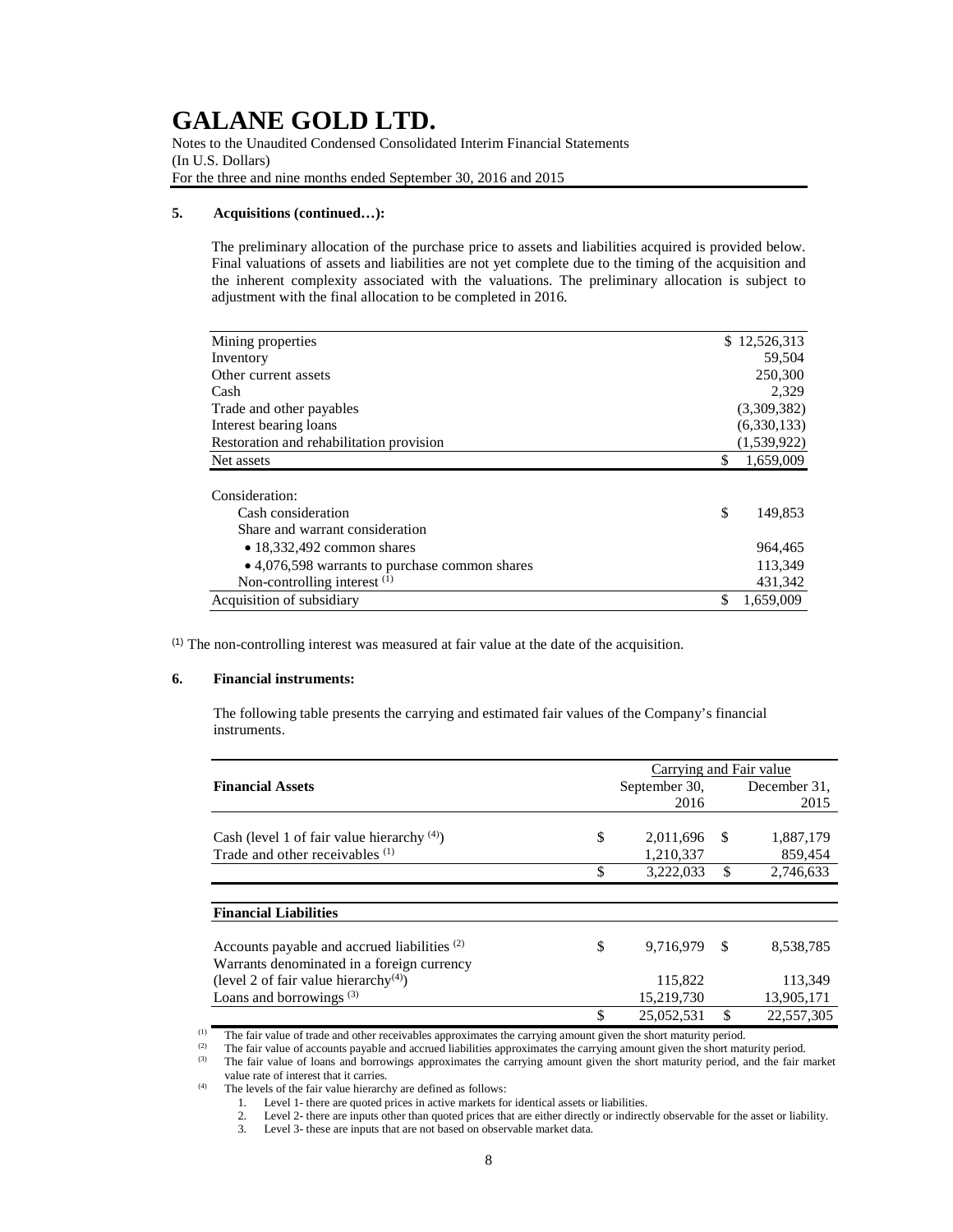### 5. Acquisitions (continued…):

The preliminary allocation of the purchase price to assets and liabilities acquired is provided below. Final valuations of assets and liabilities are not yet complete due to the timing of the acquisition and the inherent complexity associated with the valuations. The preliminary allocation is subject to adjustment with the final allocation to be completed in 2016.

| | |
|---|---|
| Mining properties | $ 12,526,313 |
| Inventory | 59,504 |
| Other current assets | 250,300 |
| Cash | 2,329 |
| Trade and other payables | (3,309,382) |
| Interest bearing loans | (6,330,133) |
| Restoration and rehabilitation provision | (1,539,922) |
| Net assets | $ 1,659,009 |
| | |
| Consideration: | |
| Cash consideration | $ 149,853 |
| Share and warrant consideration | |
| • 18,332,492 common shares | 964,465 |
| • 4,076,598 warrants to purchase common shares | 113,349 |
| Non-controlling interest [1] | 431,342 |
| Acquisition of subsidiary | $ 1,659,009 |

[1] The non-controlling interest was measured at fair value at the date of the acquisition.

### 6. Financial instruments:

The following table presents the carrying and estimated fair values of the Company's financial instruments.

| | Carrying and Fair value | |
|---|---|---|
| **Financial Assets** | September 30, 2016 | December 31, 2015 |
| Cash (level 1 of fair value hierarchy [4]) | $ 2,011,696 | $ 1,887,179 |
| Trade and other receivables [1] | 1,210,337 | 859,454 |
| | $ 3,222,033 | $ 2,746,633 |
| **Financial Liabilities** | | |
| Accounts payable and accrued liabilities [2] | $ 9,716,979 | $ 8,538,785 |
| Warrants denominated in a foreign currency (level 2 of fair value hierarchy[4]) | 115,822 | 113,349 |
| Loans and borrowings [3] | 15,219,730 | 13,905,171 |
| | $ 25,052,531 | $ 22,557,305 |

(1) The fair value of trade and other receivables approximates the carrying amount given the short maturity period.

(2) The fair value of accounts payable and accrued liabilities approximates the carrying amount given the short maturity period.

(3) The fair value of loans and borrowings approximates the carrying amount given the short maturity period, and the fair market value rate of interest that it carries.

(4) The levels of the fair value hierarchy are defined as follows:

1. Level 1- there are quoted prices in active markets for identical assets or liabilities.
2. Level 2- there are inputs other than quoted prices that are either directly or indirectly observable for the asset or liability.
3. Level 3- these are inputs that are not based on observable market data.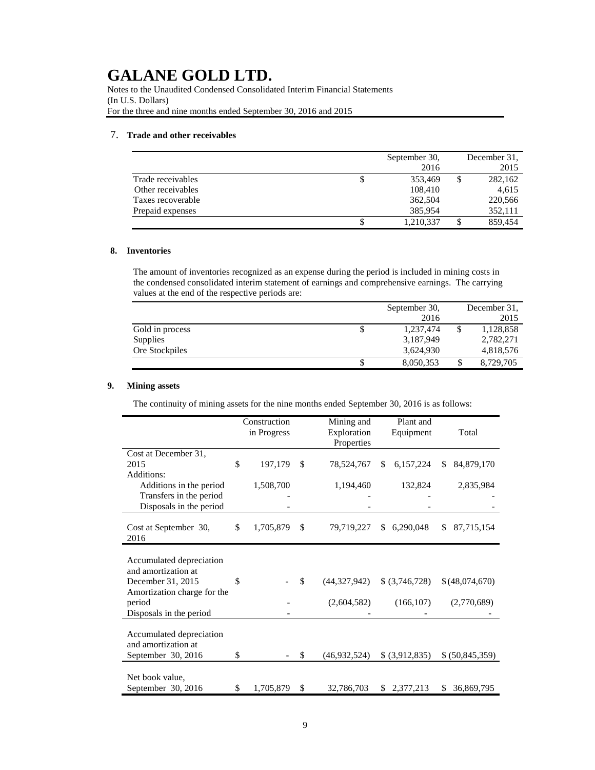# GALANE GOLD LTD.

Notes to the Unaudited Condensed Consolidated Interim Financial Statements
(In U.S. Dollars)
For the three and nine months ended September 30, 2016 and 2015

## 7. Trade and other receivables

| | September 30, 2016 | December 31, 2015 |
|---|---|---|
| Trade receivables | $ 353,469 | $ 282,162 |
| Other receivables | 108,410 | 4,615 |
| Taxes recoverable | 362,504 | 220,566 |
| Prepaid expenses | 385,954 | 352,111 |
| | $ 1,210,337 | $ 859,454 |

## 8. Inventories

The amount of inventories recognized as an expense during the period is included in mining costs in the condensed consolidated interim statement of earnings and comprehensive earnings. The carrying values at the end of the respective periods are:

| | September 30, 2016 | December 31, 2015 |
|---|---|---|
| Gold in process | $ 1,237,474 | $ 1,128,858 |
| Supplies | 3,187,949 | 2,782,271 |
| Ore Stockpiles | 3,624,930 | 4,818,576 |
| | $ 8,050,353 | $ 8,729,705 |

## 9. Mining assets

The continuity of mining assets for the nine months ended September 30, 2016 is as follows:

| | Construction in Progress | Mining and Exploration Properties | Plant and Equipment | Total |
|---|---|---|---|---|
| Cost at December 31, 2015 | $ 197,179 | $ 78,524,767 | $ 6,157,224 | $ 84,879,170 |
| Additions: | | | | |
| Additions in the period | 1,508,700 | 1,194,460 | 132,824 | 2,835,984 |
| Transfers in the period | - | - | - | - |
| Disposals in the period | - | - | - | - |
| Cost at September 30, 2016 | $ 1,705,879 | $ 79,719,227 | $ 6,290,048 | $ 87,715,154 |
| Accumulated depreciation and amortization at December 31, 2015 | $ - | $ (44,327,942) | $ (3,746,728) | $ (48,074,670) |
| Amortization charge for the period | - | (2,604,582) | (166,107) | (2,770,689) |
| Disposals in the period | - | - | - | - |
| Accumulated depreciation and amortization at September 30, 2016 | $ - | $ (46,932,524) | $ (3,912,835) | $ (50,845,359) |
| Net book value, September 30, 2016 | $ 1,705,879 | $ 32,786,703 | $ 2,377,213 | $ 36,869,795 |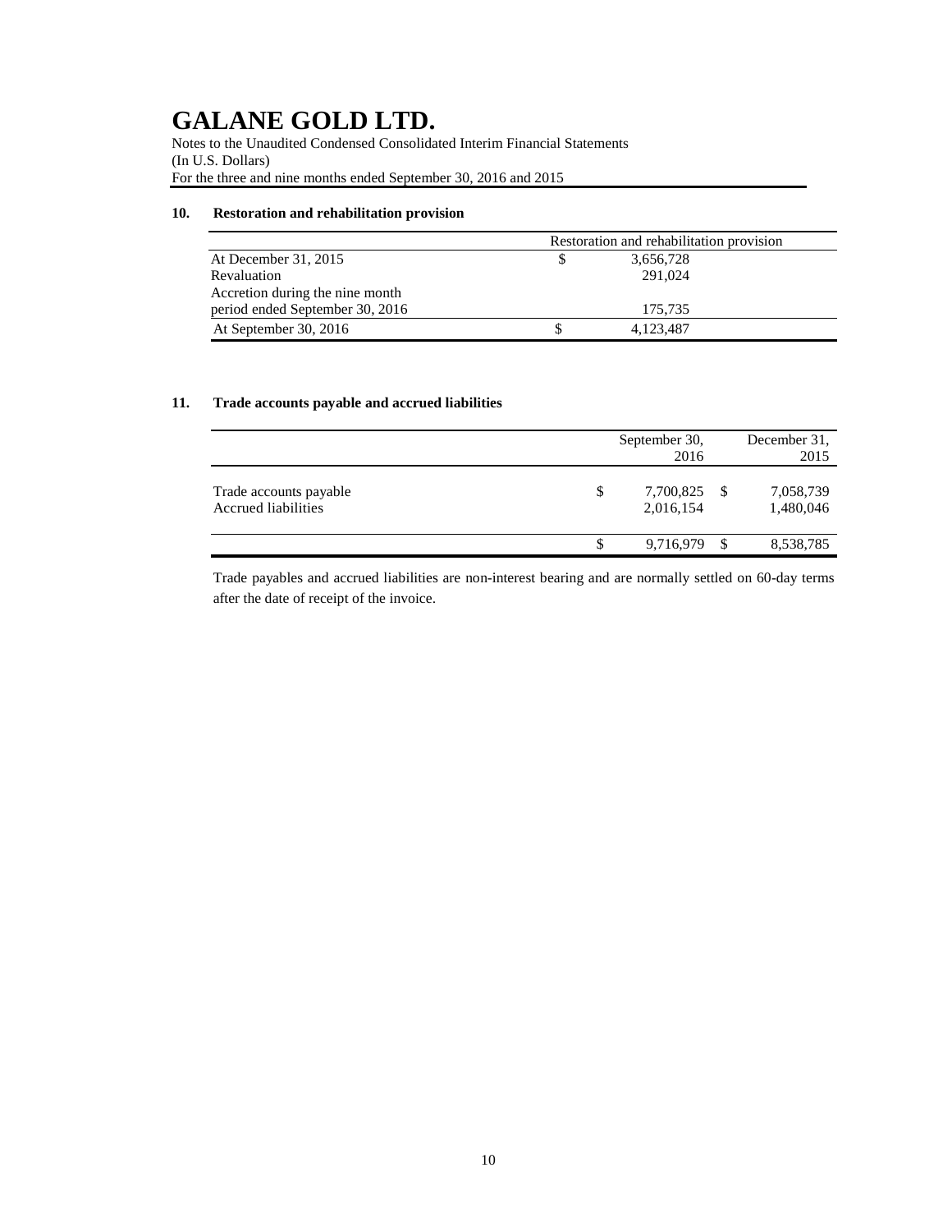# GALANE GOLD LTD.

Notes to the Unaudited Condensed Consolidated Interim Financial Statements
(In U.S. Dollars)
For the three and nine months ended September 30, 2016 and 2015

## 10. Restoration and rehabilitation provision

| | Restoration and rehabilitation provision |
|---|---|
| At December 31, 2015 | $ 3,656,728 |
| Revaluation | 291,024 |
| Accretion during the nine month period ended September 30, 2016 | 175,735 |
| At September 30, 2016 | $ 4,123,487 |

## 11. Trade accounts payable and accrued liabilities

| | September 30, 2016 | December 31, 2015 |
|---|---|---|
| Trade accounts payable | $ 7,700,825 | $ 7,058,739 |
| Accrued liabilities | 2,016,154 | 1,480,046 |
| | $ 9,716,979 | $ 8,538,785 |

Trade payables and accrued liabilities are non-interest bearing and are normally settled on 60-day terms after the date of receipt of the invoice.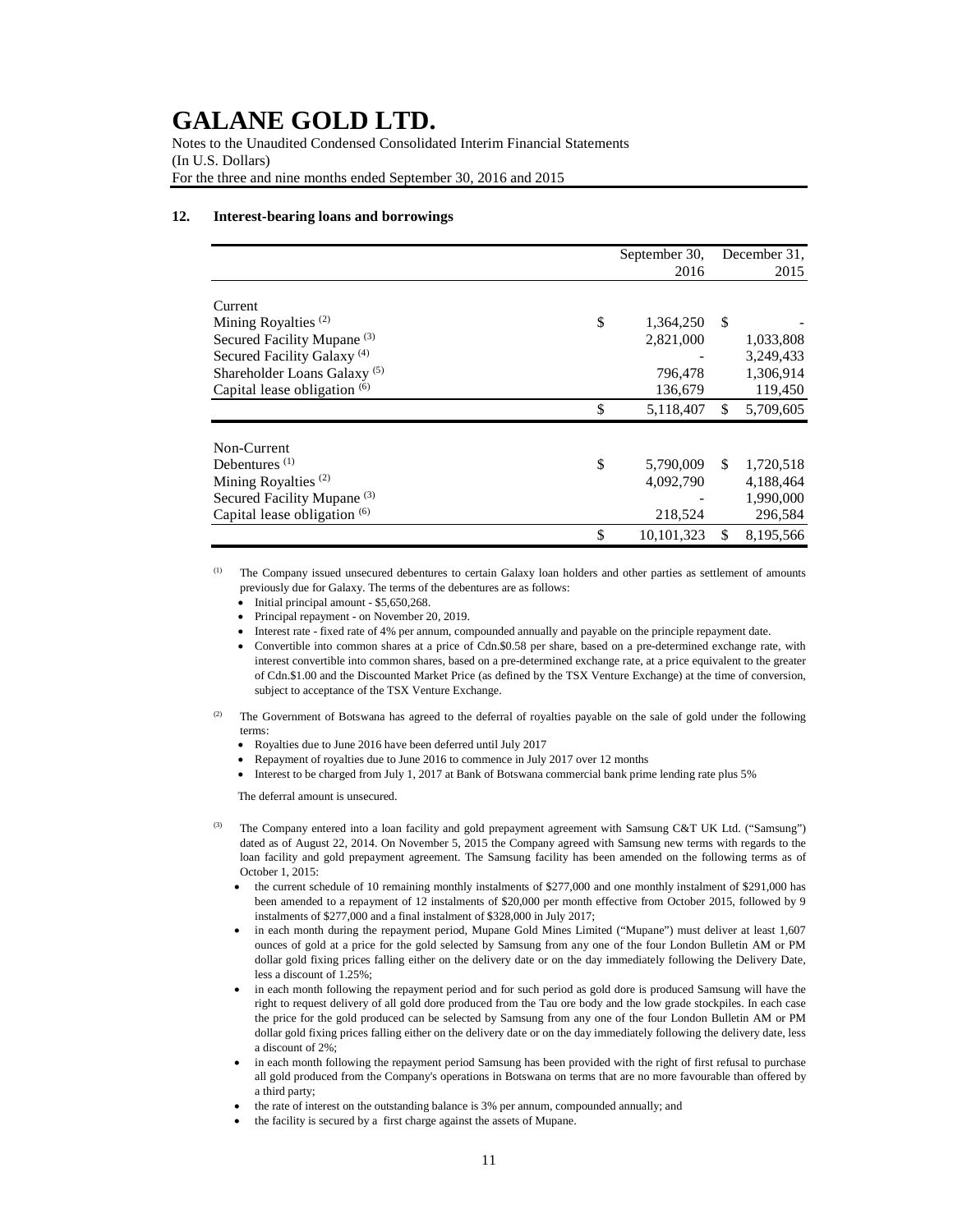## 12. Interest-bearing loans and borrowings

| | September 30, 2016 | December 31, 2015 |
|---|---|---|
| **Current** | | |
| Mining Royalties [(2)] | $ 1,364,250 | $ - |
| Secured Facility Mupane [(3)] | 2,821,000 | 1,033,808 |
| Secured Facility Galaxy [(4)] | - | 3,249,433 |
| Shareholder Loans Galaxy [(5)] | 796,478 | 1,306,914 |
| Capital lease obligation [(6)] | 136,679 | 119,450 |
| | $ 5,118,407 | $ 5,709,605 |
| **Non-Current** | | |
| Debentures [(1)] | $ 5,790,009 | $ 1,720,518 |
| Mining Royalties [(2)] | 4,092,790 | 4,188,464 |
| Secured Facility Mupane [(3)] | - | 1,990,000 |
| Capital lease obligation [(6)] | 218,524 | 296,584 |
| | $ 10,101,323 | $ 8,195,566 |

(1) The Company issued unsecured debentures to certain Galaxy loan holders and other parties as settlement of amounts previously due for Galaxy. The terms of the debentures are as follows:

- Initial principal amount - $5,650,268.
- Principal repayment - on November 20, 2019.
- Interest rate - fixed rate of 4% per annum, compounded annually and payable on the principle repayment date.
- Convertible into common shares at a price of Cdn.$0.58 per share, based on a pre-determined exchange rate, with interest convertible into common shares, based on a pre-determined exchange rate, at a price equivalent to the greater of Cdn.$1.00 and the Discounted Market Price (as defined by the TSX Venture Exchange) at the time of conversion, subject to acceptance of the TSX Venture Exchange.

(2) The Government of Botswana has agreed to the deferral of royalties payable on the sale of gold under the following terms:

- Royalties due to June 2016 have been deferred until July 2017
- Repayment of royalties due to June 2016 to commence in July 2017 over 12 months
- Interest to be charged from July 1, 2017 at Bank of Botswana commercial bank prime lending rate plus 5%

The deferral amount is unsecured.

(3) The Company entered into a loan facility and gold prepayment agreement with Samsung C&T UK Ltd. ("Samsung") dated as of August 22, 2014. On November 5, 2015 the Company agreed with Samsung new terms with regards to the loan facility and gold prepayment agreement. The Samsung facility has been amended on the following terms as of October 1, 2015:

- the current schedule of 10 remaining monthly instalments of $277,000 and one monthly instalment of $291,000 has been amended to a repayment of 12 instalments of $20,000 per month effective from October 2015, followed by 9 instalments of $277,000 and a final instalment of $328,000 in July 2017;
- in each month during the repayment period, Mupane Gold Mines Limited ("Mupane") must deliver at least 1,607 ounces of gold at a price for the gold selected by Samsung from any one of the four London Bulletin AM or PM dollar gold fixing prices falling either on the delivery date or on the day immediately following the Delivery Date, less a discount of 1.25%;
- in each month following the repayment period and for such period as gold dore is produced Samsung will have the right to request delivery of all gold dore produced from the Tau ore body and the low grade stockpiles. In each case the price for the gold produced can be selected by Samsung from any one of the four London Bulletin AM or PM dollar gold fixing prices falling either on the delivery date or on the day immediately following the delivery date, less a discount of 2%;
- in each month following the repayment period Samsung has been provided with the right of first refusal to purchase all gold produced from the Company's operations in Botswana on terms that are no more favourable than offered by a third party;
- the rate of interest on the outstanding balance is 3% per annum, compounded annually; and
- the facility is secured by a first charge against the assets of Mupane.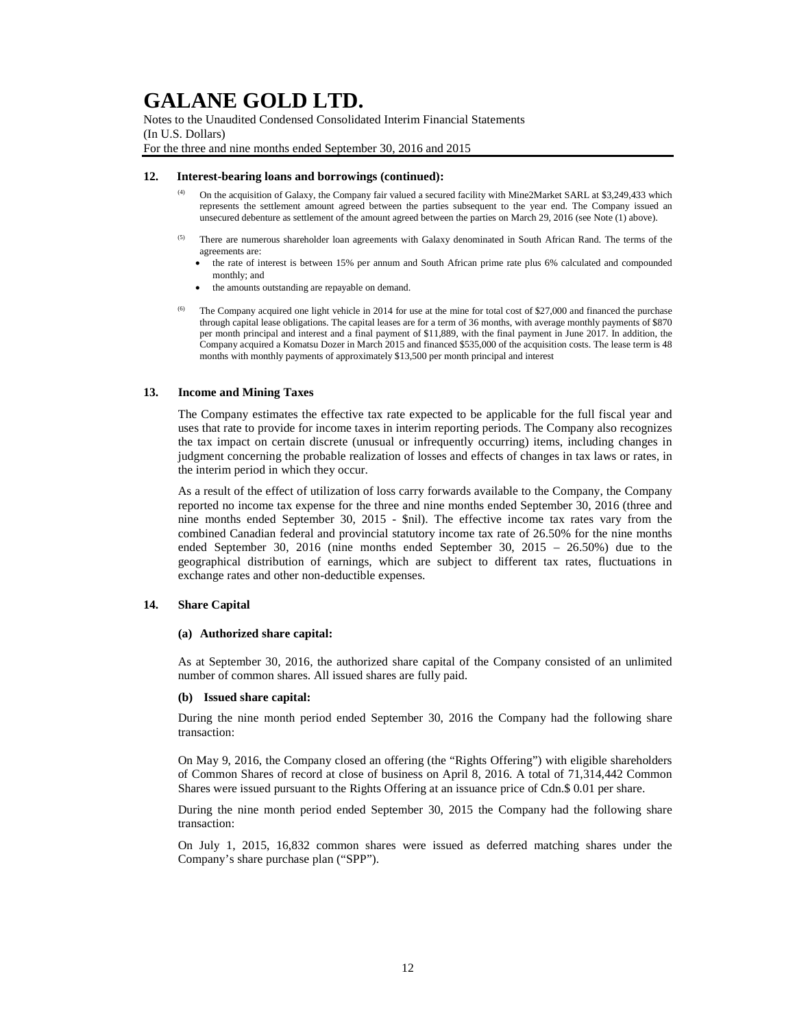# GALANE GOLD LTD.

Notes to the Unaudited Condensed Consolidated Interim Financial Statements
(In U.S. Dollars)
For the three and nine months ended September 30, 2016 and 2015

## 12. Interest-bearing loans and borrowings (continued):

(4) On the acquisition of Galaxy, the Company fair valued a secured facility with Mine2Market SARL at $3,249,433 which represents the settlement amount agreed between the parties subsequent to the year end. The Company issued an unsecured debenture as settlement of the amount agreed between the parties on March 29, 2016 (see Note (1) above).

(5) There are numerous shareholder loan agreements with Galaxy denominated in South African Rand. The terms of the agreements are:

- the rate of interest is between 15% per annum and South African prime rate plus 6% calculated and compounded monthly; and
- the amounts outstanding are repayable on demand.

(6) The Company acquired one light vehicle in 2014 for use at the mine for total cost of $27,000 and financed the purchase through capital lease obligations. The capital leases are for a term of 36 months, with average monthly payments of $870 per month principal and interest and a final payment of $11,889, with the final payment in June 2017. In addition, the Company acquired a Komatsu Dozer in March 2015 and financed $535,000 of the acquisition costs. The lease term is 48 months with monthly payments of approximately $13,500 per month principal and interest

## 13. Income and Mining Taxes

The Company estimates the effective tax rate expected to be applicable for the full fiscal year and uses that rate to provide for income taxes in interim reporting periods. The Company also recognizes the tax impact on certain discrete (unusual or infrequently occurring) items, including changes in judgment concerning the probable realization of losses and effects of changes in tax laws or rates, in the interim period in which they occur.

As a result of the effect of utilization of loss carry forwards available to the Company, the Company reported no income tax expense for the three and nine months ended September 30, 2016 (three and nine months ended September 30, 2015 - $nil). The effective income tax rates vary from the combined Canadian federal and provincial statutory income tax rate of 26.50% for the nine months ended September 30, 2016 (nine months ended September 30, 2015 – 26.50%) due to the geographical distribution of earnings, which are subject to different tax rates, fluctuations in exchange rates and other non-deductible expenses.

## 14. Share Capital

### (a) Authorized share capital:

As at September 30, 2016, the authorized share capital of the Company consisted of an unlimited number of common shares. All issued shares are fully paid.

### (b) Issued share capital:

During the nine month period ended September 30, 2016 the Company had the following share transaction:

On May 9, 2016, the Company closed an offering (the "Rights Offering") with eligible shareholders of Common Shares of record at close of business on April 8, 2016. A total of 71,314,442 Common Shares were issued pursuant to the Rights Offering at an issuance price of Cdn.$ 0.01 per share.

During the nine month period ended September 30, 2015 the Company had the following share transaction:

On July 1, 2015, 16,832 common shares were issued as deferred matching shares under the Company's share purchase plan ("SPP").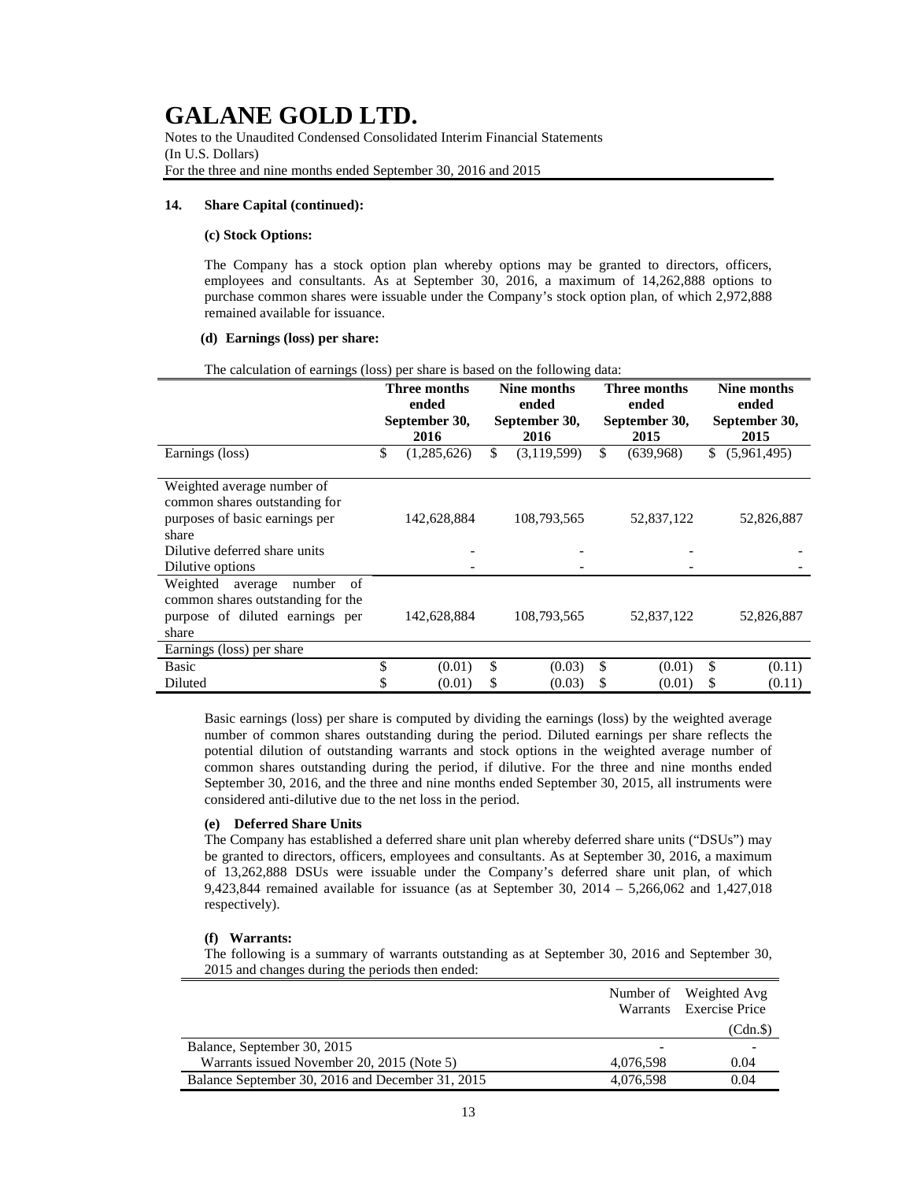# GALANE GOLD LTD.

Notes to the Unaudited Condensed Consolidated Interim Financial Statements
(In U.S. Dollars)
For the three and nine months ended September 30, 2016 and 2015

**14. Share Capital (continued):**

**(c) Stock Options:**

The Company has a stock option plan whereby options may be granted to directors, officers, employees and consultants. As at September 30, 2016, a maximum of 14,262,888 options to purchase common shares were issuable under the Company's stock option plan, of which 2,972,888 remained available for issuance.

**(d) Earnings (loss) per share:**

The calculation of earnings (loss) per share is based on the following data:

| | Three months ended September 30, 2016 | Nine months ended September 30, 2016 | Three months ended September 30, 2015 | Nine months ended September 30, 2015 |
|---|---|---|---|---|
| Earnings (loss) | $ (1,285,626) | $ (3,119,599) | $ (639,968) | $ (5,961,495) |
| Weighted average number of common shares outstanding for purposes of basic earnings per share | 142,628,884 | 108,793,565 | 52,837,122 | 52,826,887 |
| Dilutive deferred share units | - | - | - | - |
| Dilutive options | - | - | - | - |
| Weighted average number of common shares outstanding for the purpose of diluted earnings per share | 142,628,884 | 108,793,565 | 52,837,122 | 52,826,887 |
| Earnings (loss) per share | | | | |
| Basic | $ (0.01) | $ (0.03) | $ (0.01) | $ (0.11) |
| Diluted | $ (0.01) | $ (0.03) | $ (0.01) | $ (0.11) |

Basic earnings (loss) per share is computed by dividing the earnings (loss) by the weighted average number of common shares outstanding during the period. Diluted earnings per share reflects the potential dilution of outstanding warrants and stock options in the weighted average number of common shares outstanding during the period, if dilutive. For the three and nine months ended September 30, 2016, and the three and nine months ended September 30, 2015, all instruments were considered anti-dilutive due to the net loss in the period.

**(e) Deferred Share Units**

The Company has established a deferred share unit plan whereby deferred share units ("DSUs") may be granted to directors, officers, employees and consultants. As at September 30, 2016, a maximum of 13,262,888 DSUs were issuable under the Company's deferred share unit plan, of which 9,423,844 remained available for issuance (as at September 30, 2014 – 5,266,062 and 1,427,018 respectively).

**(f) Warrants:**

The following is a summary of warrants outstanding as at September 30, 2016 and September 30, 2015 and changes during the periods then ended:

| | Number of Warrants | Weighted Avg Exercise Price (Cdn.$) |
|---|---|---|
| Balance, September 30, 2015 | - | - |
| Warrants issued November 20, 2015 (Note 5) | 4,076,598 | 0.04 |
| Balance September 30, 2016 and December 31, 2015 | 4,076,598 | 0.04 |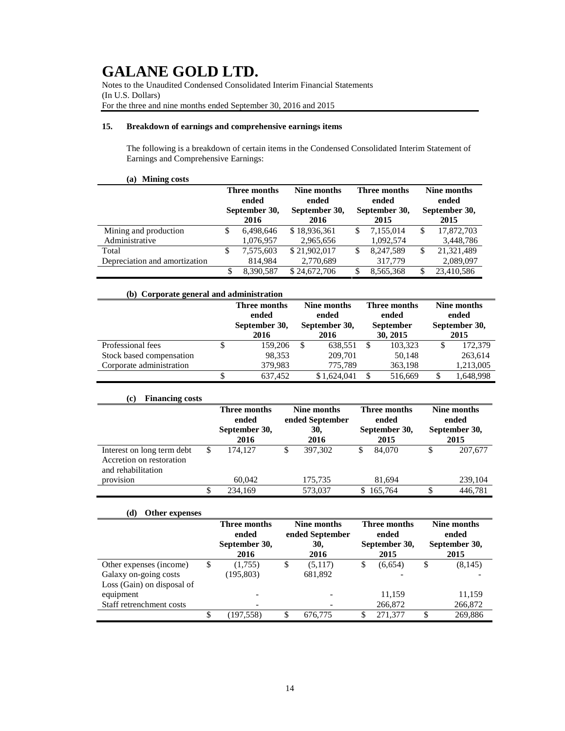# GALANE GOLD LTD.

Notes to the Unaudited Condensed Consolidated Interim Financial Statements
(In U.S. Dollars)
For the three and nine months ended September 30, 2016 and 2015

## 15. Breakdown of earnings and comprehensive earnings items

The following is a breakdown of certain items in the Condensed Consolidated Interim Statement of Earnings and Comprehensive Earnings:

### (a) Mining costs

| | Three months ended September 30, 2016 | Nine months ended September 30, 2016 | Three months ended September 30, 2015 | Nine months ended September 30, 2015 |
|---|---|---|---|---|
| Mining and production | $ 6,498,646 | $ 18,936,361 | $ 7,155,014 | $ 17,872,703 |
| Administrative | 1,076,957 | 2,965,656 | 1,092,574 | 3,448,786 |
| Total | $ 7,575,603 | $ 21,902,017 | $ 8,247,589 | $ 21,321,489 |
| Depreciation and amortization | 814,984 | 2,770,689 | 317,779 | 2,089,097 |
| | $ 8,390,587 | $ 24,672,706 | $ 8,565,368 | $ 23,410,586 |

### (b) Corporate general and administration

| | Three months ended September 30, 2016 | Nine months ended September 30, 2016 | Three months ended September 30, 2015 | Nine months ended September 30, 2015 |
|---|---|---|---|---|
| Professional fees | $ 159,206 | $ 638,551 | $ 103,323 | $ 172,379 |
| Stock based compensation | 98,353 | 209,701 | 50,148 | 263,614 |
| Corporate administration | 379,983 | 775,789 | 363,198 | 1,213,005 |
| | $ 637,452 | $ 1,624,041 | $ 516,669 | $ 1,648,998 |

### (c) Financing costs

| | Three months ended September 30, 2016 | Nine months ended September 30, 2016 | Three months ended September 30, 2015 | Nine months ended September 30, 2015 |
|---|---|---|---|---|
| Interest on long term debt | $ 174,127 | $ 397,302 | $ 84,070 | $ 207,677 |
| Accretion on restoration and rehabilitation provision | 60,042 | 175,735 | 81,694 | 239,104 |
| | $ 234,169 | 573,037 | $ 165,764 | $ 446,781 |

### (d) Other expenses

| | Three months ended September 30, 2016 | Nine months ended September 30, 2016 | Three months ended September 30, 2015 | Nine months ended September 30, 2015 |
|---|---|---|---|---|
| Other expenses (income) | $ (1,755) | $ (5,117) | $ (6,654) | $ (8,145) |
| Galaxy on-going costs | (195,803) | 681,892 | - | - |
| Loss (Gain) on disposal of equipment | - | - | 11,159 | 11,159 |
| Staff retrenchment costs | - | - | 266,872 | 266,872 |
| | $ (197,558) | $ 676,775 | $ 271,377 | $ 269,886 |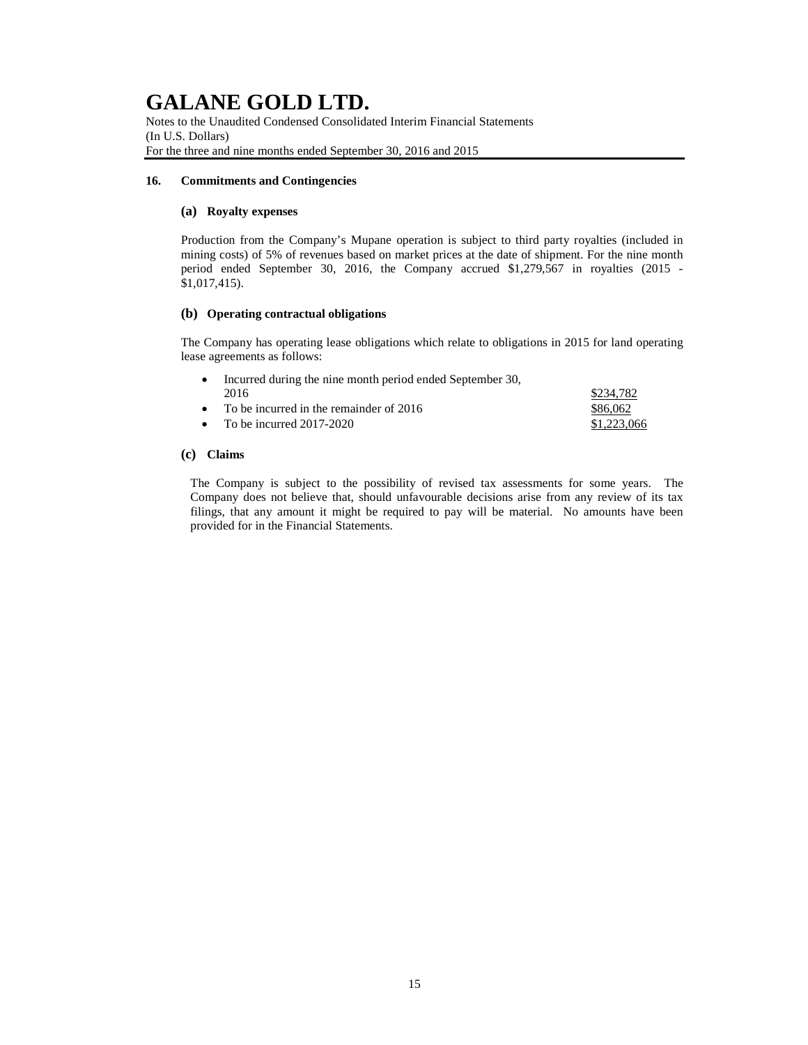# GALANE GOLD LTD.

Notes to the Unaudited Condensed Consolidated Interim Financial Statements
(In U.S. Dollars)
For the three and nine months ended September 30, 2016 and 2015

## 16. Commitments and Contingencies

### (a) Royalty expenses

Production from the Company's Mupane operation is subject to third party royalties (included in mining costs) of 5% of revenues based on market prices at the date of shipment. For the nine month period ended September 30, 2016, the Company accrued $1,279,567 in royalties (2015 - $1,017,415).

### (b) Operating contractual obligations

The Company has operating lease obligations which relate to obligations in 2015 for land operating lease agreements as follows:

| | |
|---|---|
| • Incurred during the nine month period ended September 30, 2016 | $234,782 |
| • To be incurred in the remainder of 2016 | $86,062 |
| • To be incurred 2017-2020 | $1,223,066 |

### (c) Claims

The Company is subject to the possibility of revised tax assessments for some years. The Company does not believe that, should unfavourable decisions arise from any review of its tax filings, that any amount it might be required to pay will be material. No amounts have been provided for in the Financial Statements.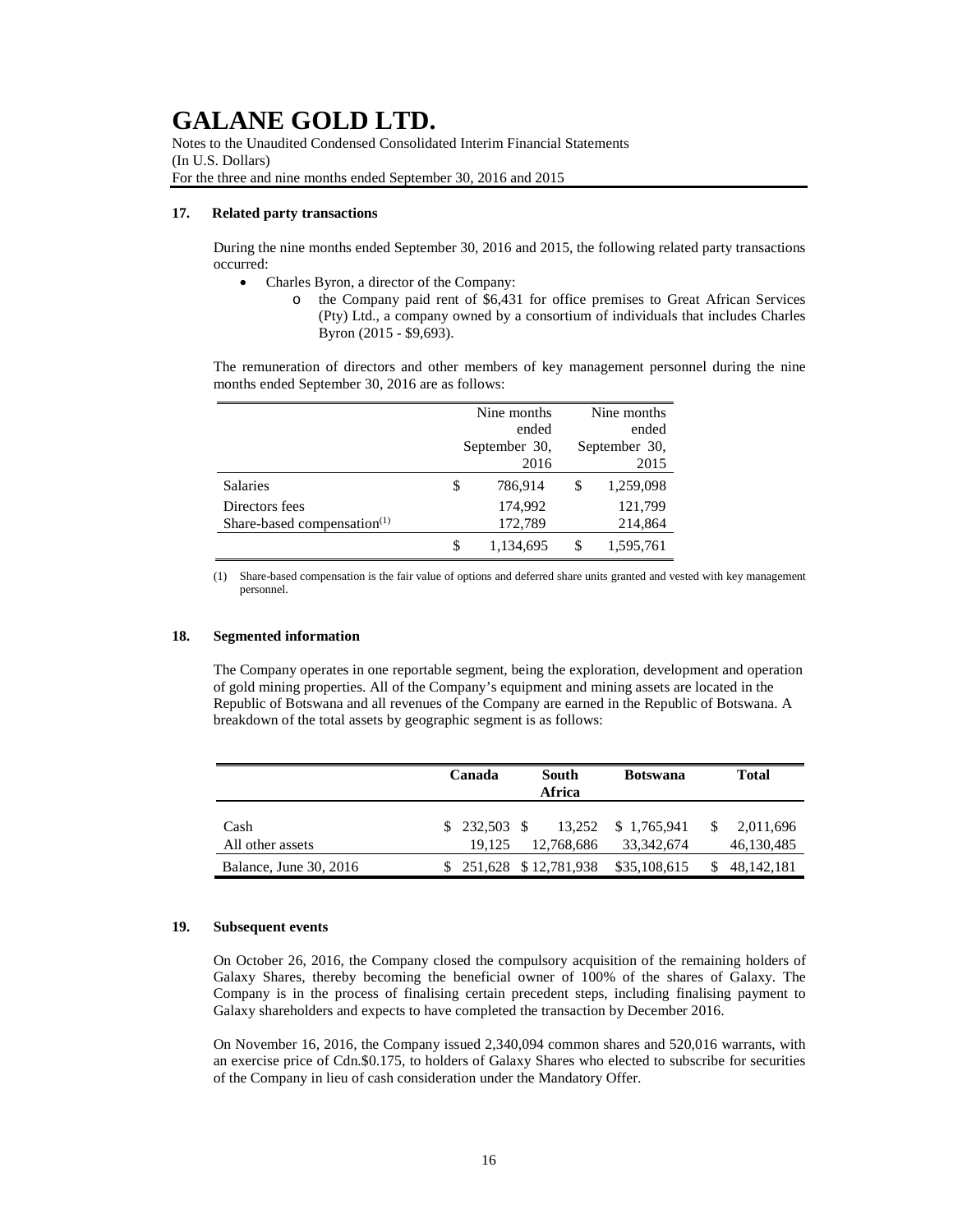# GALANE GOLD LTD.

Notes to the Unaudited Condensed Consolidated Interim Financial Statements
(In U.S. Dollars)
For the three and nine months ended September 30, 2016 and 2015

## 17. Related party transactions

During the nine months ended September 30, 2016 and 2015, the following related party transactions occurred:

- Charles Byron, a director of the Company:
  - the Company paid rent of $6,431 for office premises to Great African Services (Pty) Ltd., a company owned by a consortium of individuals that includes Charles Byron (2015 - $9,693).

The remuneration of directors and other members of key management personnel during the nine months ended September 30, 2016 are as follows:

| | Nine months ended September 30, 2016 | Nine months ended September 30, 2015 |
|---|---|---|
| Salaries | $ 786,914 | $ 1,259,098 |
| Directors fees | 174,992 | 121,799 |
| Share-based compensation[(1)] | 172,789 | 214,864 |
| | $ 1,134,695 | $ 1,595,761 |

(1) Share-based compensation is the fair value of options and deferred share units granted and vested with key management personnel.

## 18. Segmented information

The Company operates in one reportable segment, being the exploration, development and operation of gold mining properties. All of the Company's equipment and mining assets are located in the Republic of Botswana and all revenues of the Company are earned in the Republic of Botswana. A breakdown of the total assets by geographic segment is as follows:

| | Canada | South Africa | Botswana | Total |
|---|---|---|---|---|
| Cash | $ 232,503 | $ 13,252 | $ 1,765,941 | $ 2,011,696 |
| All other assets | 19,125 | 12,768,686 | 33,342,674 | 46,130,485 |
| Balance, June 30, 2016 | $ 251,628 | $ 12,781,938 | $35,108,615 | $ 48,142,181 |

## 19. Subsequent events

On October 26, 2016, the Company closed the compulsory acquisition of the remaining holders of Galaxy Shares, thereby becoming the beneficial owner of 100% of the shares of Galaxy. The Company is in the process of finalising certain precedent steps, including finalising payment to Galaxy shareholders and expects to have completed the transaction by December 2016.

On November 16, 2016, the Company issued 2,340,094 common shares and 520,016 warrants, with an exercise price of Cdn.$0.175, to holders of Galaxy Shares who elected to subscribe for securities of the Company in lieu of cash consideration under the Mandatory Offer.